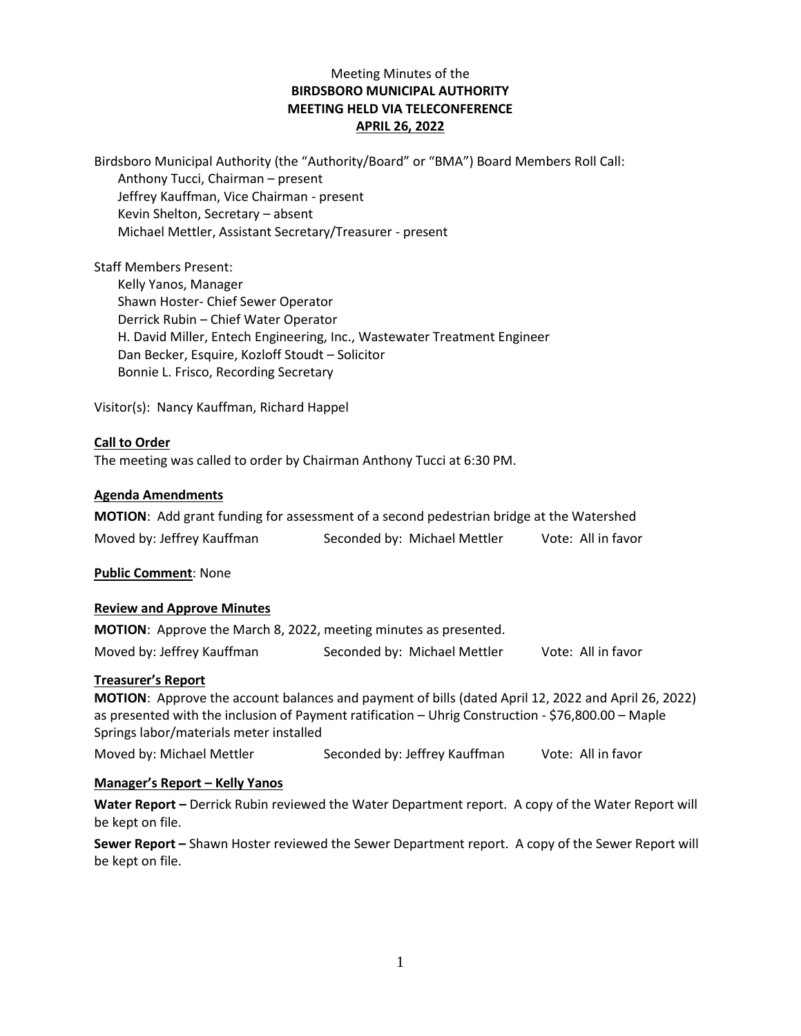Meeting Minutes of the
**BIRDSBORO MUNICIPAL AUTHORITY**
**MEETING HELD VIA TELECONFERENCE**
**APRIL 26, 2022**

Birdsboro Municipal Authority (the "Authority/Board" or "BMA") Board Members Roll Call:
Anthony Tucci, Chairman – present
Jeffrey Kauffman, Vice Chairman - present
Kevin Shelton, Secretary – absent
Michael Mettler, Assistant Secretary/Treasurer - present

Staff Members Present:
Kelly Yanos, Manager
Shawn Hoster- Chief Sewer Operator
Derrick Rubin – Chief Water Operator
H. David Miller, Entech Engineering, Inc., Wastewater Treatment Engineer
Dan Becker, Esquire, Kozloff Stoudt – Solicitor
Bonnie L. Frisco, Recording Secretary

Visitor(s): Nancy Kauffman, Richard Happel

**Call to Order**

The meeting was called to order by Chairman Anthony Tucci at 6:30 PM.

**Agenda Amendments**

**MOTION**: Add grant funding for assessment of a second pedestrian bridge at the Watershed

Moved by: Jeffrey Kauffman Seconded by: Michael Mettler Vote: All in favor

**Public Comment**: None

**Review and Approve Minutes**

**MOTION**: Approve the March 8, 2022, meeting minutes as presented.

Moved by: Jeffrey Kauffman Seconded by: Michael Mettler Vote: All in favor

**Treasurer's Report**

**MOTION**: Approve the account balances and payment of bills (dated April 12, 2022 and April 26, 2022) as presented with the inclusion of Payment ratification – Uhrig Construction - $76,800.00 – Maple Springs labor/materials meter installed

Moved by: Michael Mettler Seconded by: Jeffrey Kauffman Vote: All in favor

**Manager's Report – Kelly Yanos**

**Water Report –** Derrick Rubin reviewed the Water Department report. A copy of the Water Report will be kept on file.

**Sewer Report –** Shawn Hoster reviewed the Sewer Department report. A copy of the Sewer Report will be kept on file.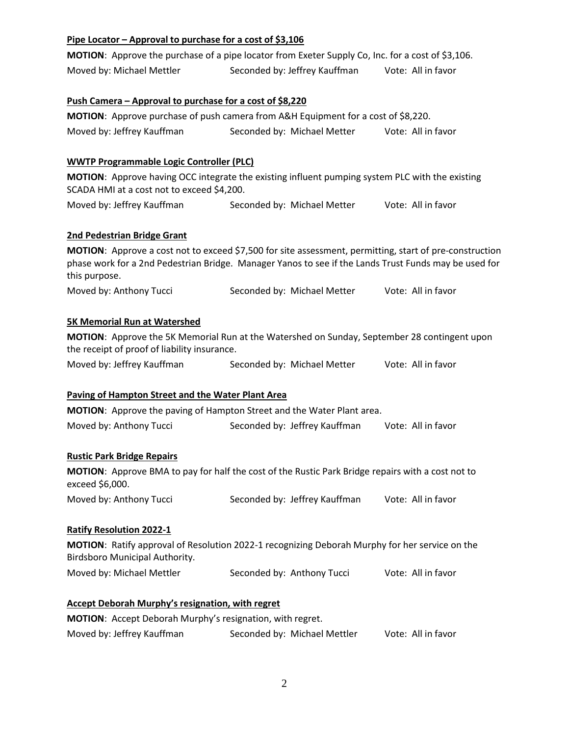**Pipe Locator – Approval to purchase for a cost of $3,106**

**MOTION**: Approve the purchase of a pipe locator from Exeter Supply Co, Inc. for a cost of $3,106.

Moved by: Michael Mettler Seconded by: Jeffrey Kauffman Vote: All in favor

**Push Camera – Approval to purchase for a cost of $8,220**

**MOTION**: Approve purchase of push camera from A&H Equipment for a cost of $8,220.

Moved by: Jeffrey Kauffman Seconded by: Michael Metter Vote: All in favor

**WWTP Programmable Logic Controller (PLC)**

**MOTION**: Approve having OCC integrate the existing influent pumping system PLC with the existing SCADA HMI at a cost not to exceed $4,200.

Moved by: Jeffrey Kauffman Seconded by: Michael Metter Vote: All in favor

**2nd Pedestrian Bridge Grant**

**MOTION**: Approve a cost not to exceed $7,500 for site assessment, permitting, start of pre-construction phase work for a 2nd Pedestrian Bridge. Manager Yanos to see if the Lands Trust Funds may be used for this purpose.

Moved by: Anthony Tucci Seconded by: Michael Metter Vote: All in favor

**5K Memorial Run at Watershed**

**MOTION**: Approve the 5K Memorial Run at the Watershed on Sunday, September 28 contingent upon the receipt of proof of liability insurance.

Moved by: Jeffrey Kauffman Seconded by: Michael Metter Vote: All in favor

**Paving of Hampton Street and the Water Plant Area**

**MOTION**: Approve the paving of Hampton Street and the Water Plant area.

Moved by: Anthony Tucci Seconded by: Jeffrey Kauffman Vote: All in favor

**Rustic Park Bridge Repairs**

**MOTION**: Approve BMA to pay for half the cost of the Rustic Park Bridge repairs with a cost not to exceed $6,000.

Moved by: Anthony Tucci Seconded by: Jeffrey Kauffman Vote: All in favor

**Ratify Resolution 2022-1**

**MOTION**: Ratify approval of Resolution 2022-1 recognizing Deborah Murphy for her service on the Birdsboro Municipal Authority.

Moved by: Michael Mettler Seconded by: Anthony Tucci Vote: All in favor

**Accept Deborah Murphy's resignation, with regret**

**MOTION**: Accept Deborah Murphy's resignation, with regret.

Moved by: Jeffrey Kauffman Seconded by: Michael Mettler Vote: All in favor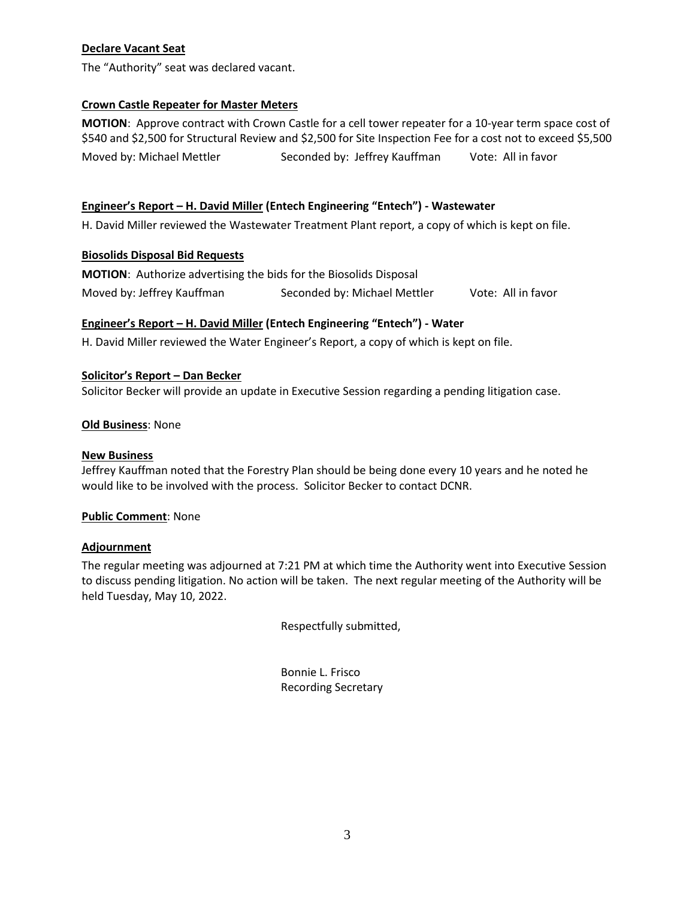**Declare Vacant Seat**

The "Authority" seat was declared vacant.

**Crown Castle Repeater for Master Meters**

**MOTION**: Approve contract with Crown Castle for a cell tower repeater for a 10-year term space cost of $540 and $2,500 for Structural Review and $2,500 for Site Inspection Fee for a cost not to exceed $5,500

Moved by: Michael Mettler  Seconded by: Jeffrey Kauffman  Vote: All in favor

**Engineer's Report – H. David Miller (Entech Engineering "Entech") - Wastewater**

H. David Miller reviewed the Wastewater Treatment Plant report, a copy of which is kept on file.

**Biosolids Disposal Bid Requests**

**MOTION**: Authorize advertising the bids for the Biosolids Disposal

Moved by: Jeffrey Kauffman  Seconded by: Michael Mettler  Vote: All in favor

**Engineer's Report – H. David Miller (Entech Engineering "Entech") - Water**

H. David Miller reviewed the Water Engineer's Report, a copy of which is kept on file.

**Solicitor's Report – Dan Becker**

Solicitor Becker will provide an update in Executive Session regarding a pending litigation case.

**Old Business**: None

**New Business**

Jeffrey Kauffman noted that the Forestry Plan should be being done every 10 years and he noted he would like to be involved with the process. Solicitor Becker to contact DCNR.

**Public Comment**: None

**Adjournment**

The regular meeting was adjourned at 7:21 PM at which time the Authority went into Executive Session to discuss pending litigation. No action will be taken. The next regular meeting of the Authority will be held Tuesday, May 10, 2022.

Respectfully submitted,

Bonnie L. Frisco
Recording Secretary